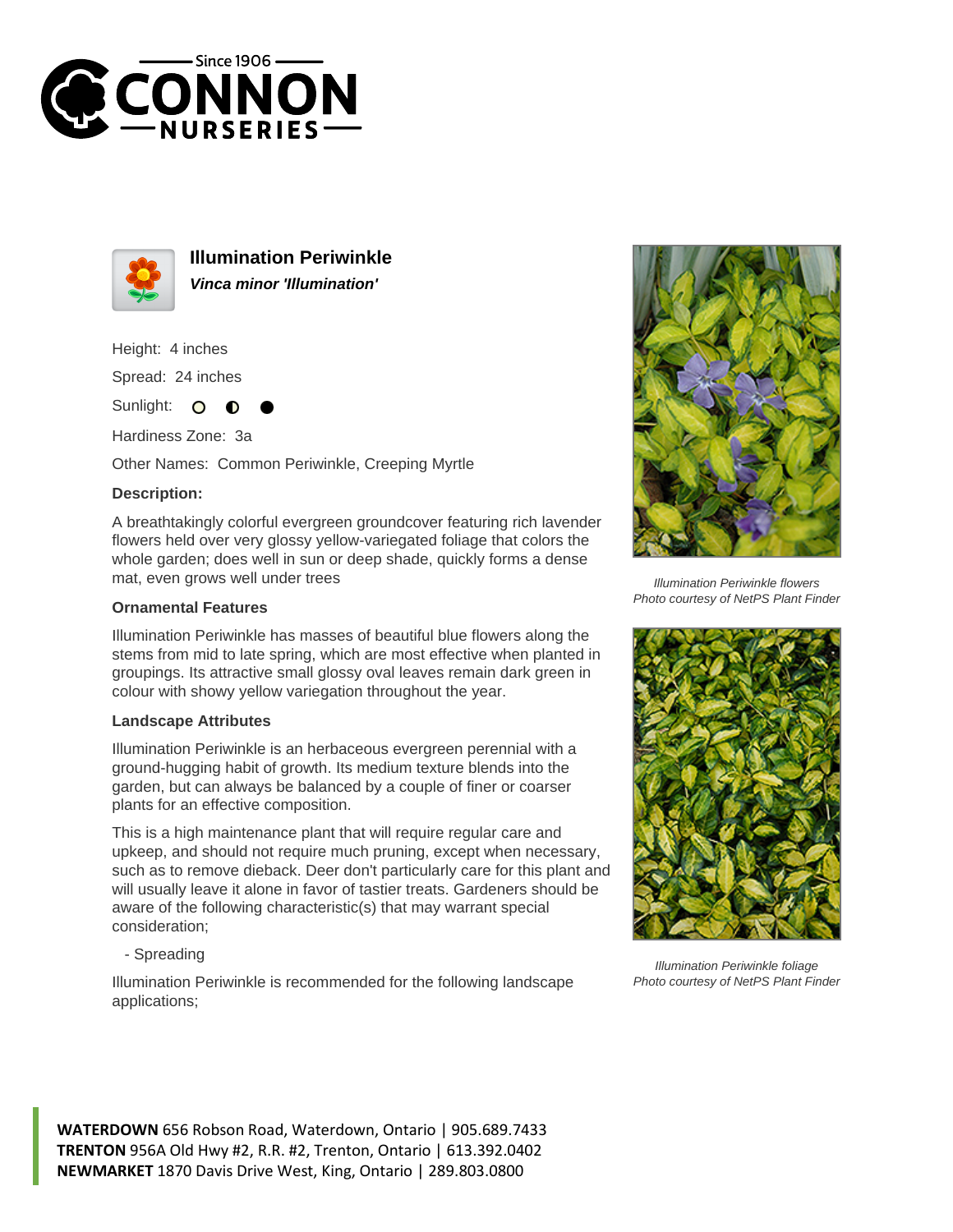# Illumination Periwinkle

***Vinca minor 'Illumination'***

Height: 4 inches

Spread: 24 inches

Sunlight: ○ ◐ ●

Hardiness Zone: 3a

Other Names: Common Periwinkle, Creeping Myrtle

**Description:**

A breathtakingly colorful evergreen groundcover featuring rich lavender flowers held over very glossy yellow-variegated foliage that colors the whole garden; does well in sun or deep shade, quickly forms a dense mat, even grows well under trees

### Ornamental Features

Illumination Periwinkle has masses of beautiful blue flowers along the stems from mid to late spring, which are most effective when planted in groupings. Its attractive small glossy oval leaves remain dark green in colour with showy yellow variegation throughout the year.

### Landscape Attributes

Illumination Periwinkle is an herbaceous evergreen perennial with a ground-hugging habit of growth. Its medium texture blends into the garden, but can always be balanced by a couple of finer or coarser plants for an effective composition.

This is a high maintenance plant that will require regular care and upkeep, and should not require much pruning, except when necessary, such as to remove dieback. Deer don't particularly care for this plant and will usually leave it alone in favor of tastier treats. Gardeners should be aware of the following characteristic(s) that may warrant special consideration;

- Spreading

Illumination Periwinkle is recommended for the following landscape applications;

*Illumination Periwinkle flowers*
*Photo courtesy of NetPS Plant Finder*

*Illumination Periwinkle foliage*
*Photo courtesy of NetPS Plant Finder*

**WATERDOWN** 656 Robson Road, Waterdown, Ontario | 905.689.7433
**TRENTON** 956A Old Hwy #2, R.R. #2, Trenton, Ontario | 613.392.0402
**NEWMARKET** 1870 Davis Drive West, King, Ontario | 289.803.0800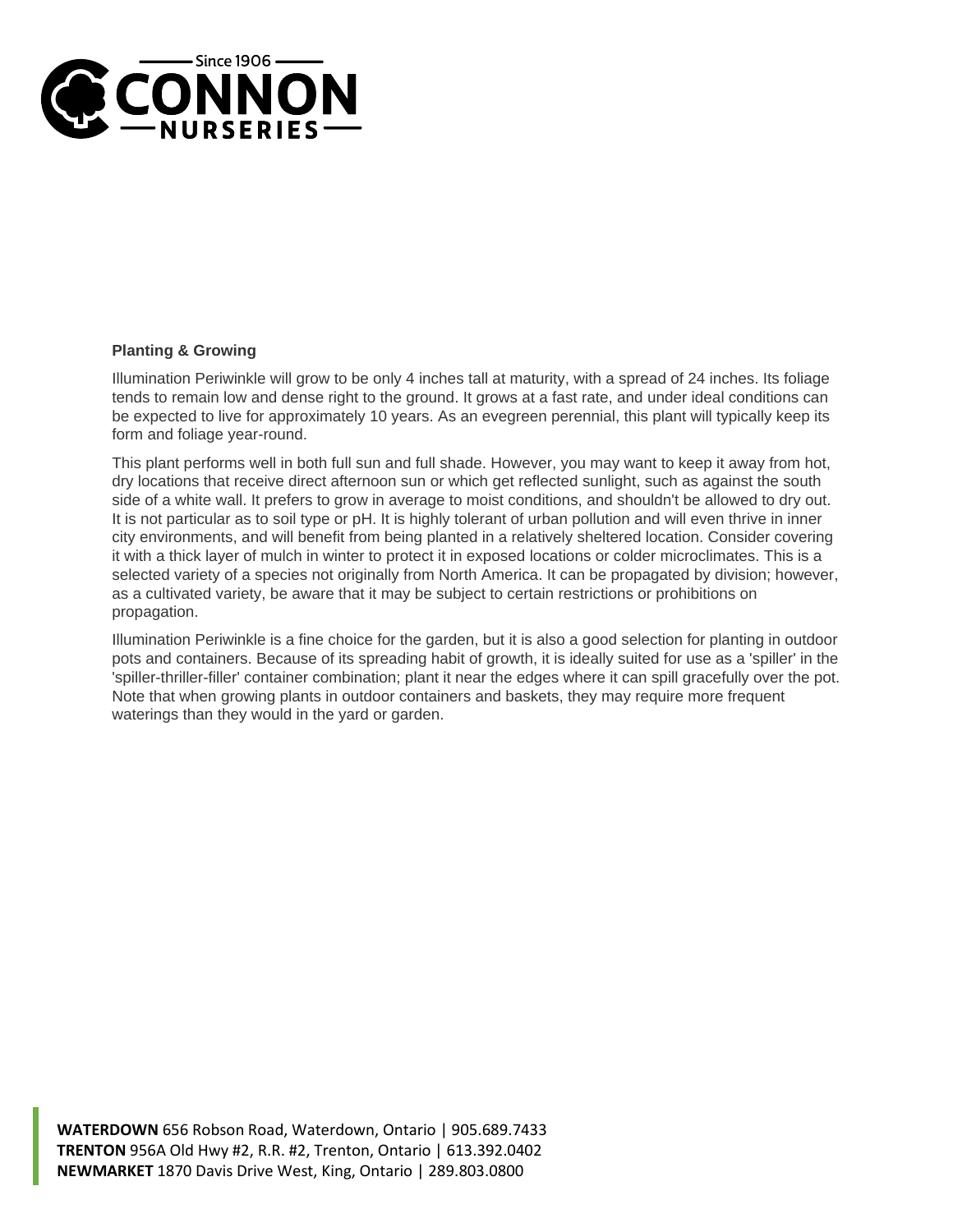### Planting & Growing

Illumination Periwinkle will grow to be only 4 inches tall at maturity, with a spread of 24 inches. Its foliage tends to remain low and dense right to the ground. It grows at a fast rate, and under ideal conditions can be expected to live for approximately 10 years. As an evegreen perennial, this plant will typically keep its form and foliage year-round.

This plant performs well in both full sun and full shade. However, you may want to keep it away from hot, dry locations that receive direct afternoon sun or which get reflected sunlight, such as against the south side of a white wall. It prefers to grow in average to moist conditions, and shouldn't be allowed to dry out. It is not particular as to soil type or pH. It is highly tolerant of urban pollution and will even thrive in inner city environments, and will benefit from being planted in a relatively sheltered location. Consider covering it with a thick layer of mulch in winter to protect it in exposed locations or colder microclimates. This is a selected variety of a species not originally from North America. It can be propagated by division; however, as a cultivated variety, be aware that it may be subject to certain restrictions or prohibitions on propagation.

Illumination Periwinkle is a fine choice for the garden, but it is also a good selection for planting in outdoor pots and containers. Because of its spreading habit of growth, it is ideally suited for use as a 'spiller' in the 'spiller-thriller-filler' container combination; plant it near the edges where it can spill gracefully over the pot. Note that when growing plants in outdoor containers and baskets, they may require more frequent waterings than they would in the yard or garden.